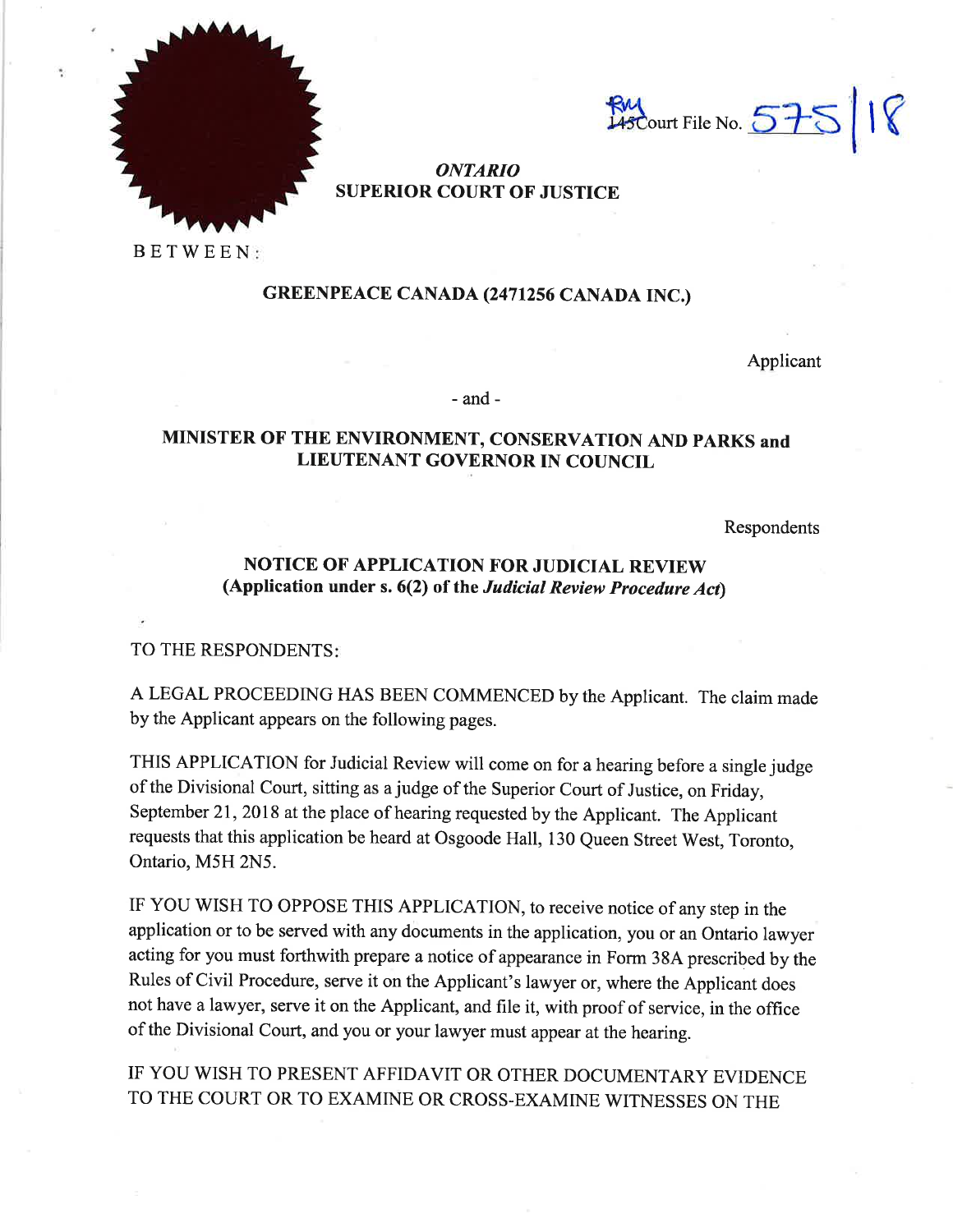RM Court File No. 575/18

*ONTARIO*
**SUPERIOR COURT OF JUSTICE**

BETWEEN:

**GREENPEACE CANADA (2471256 CANADA INC.)**

Applicant

\- and -

**MINISTER OF THE ENVIRONMENT, CONSERVATION AND PARKS and LIEUTENANT GOVERNOR IN COUNCIL**

Respondents

**NOTICE OF APPLICATION FOR JUDICIAL REVIEW**
**(Application under s. 6(2) of the *Judicial Review Procedure Act*)**

TO THE RESPONDENTS:

A LEGAL PROCEEDING HAS BEEN COMMENCED by the Applicant. The claim made by the Applicant appears on the following pages.

THIS APPLICATION for Judicial Review will come on for a hearing before a single judge of the Divisional Court, sitting as a judge of the Superior Court of Justice, on Friday, September 21, 2018 at the place of hearing requested by the Applicant. The Applicant requests that this application be heard at Osgoode Hall, 130 Queen Street West, Toronto, Ontario, M5H 2N5.

IF YOU WISH TO OPPOSE THIS APPLICATION, to receive notice of any step in the application or to be served with any documents in the application, you or an Ontario lawyer acting for you must forthwith prepare a notice of appearance in Form 38A prescribed by the Rules of Civil Procedure, serve it on the Applicant's lawyer or, where the Applicant does not have a lawyer, serve it on the Applicant, and file it, with proof of service, in the office of the Divisional Court, and you or your lawyer must appear at the hearing.

IF YOU WISH TO PRESENT AFFIDAVIT OR OTHER DOCUMENTARY EVIDENCE TO THE COURT OR TO EXAMINE OR CROSS-EXAMINE WITNESSES ON THE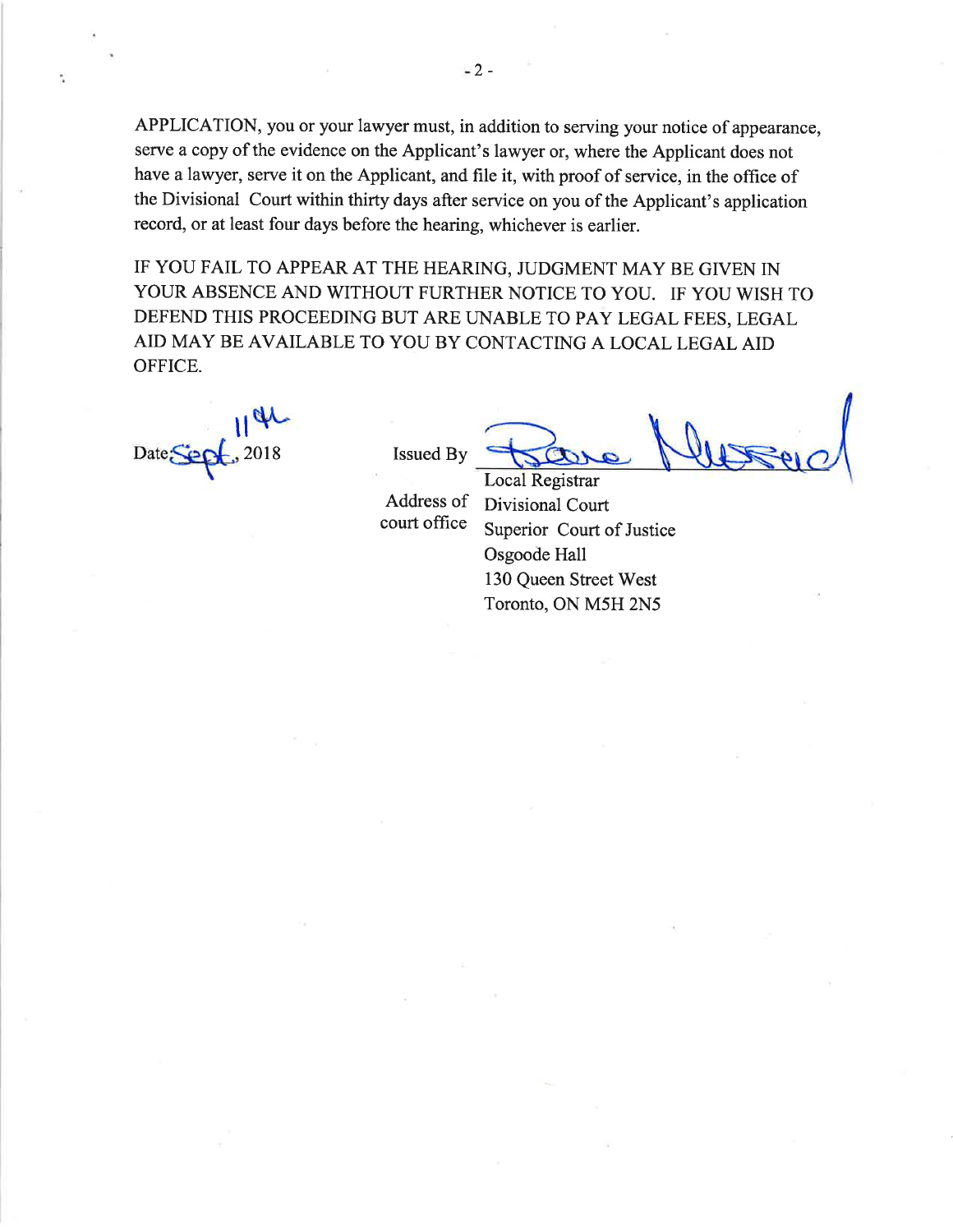APPLICATION, you or your lawyer must, in addition to serving your notice of appearance, serve a copy of the evidence on the Applicant's lawyer or, where the Applicant does not have a lawyer, serve it on the Applicant, and file it, with proof of service, in the office of the Divisional Court within thirty days after service on you of the Applicant's application record, or at least four days before the hearing, whichever is earlier.

IF YOU FAIL TO APPEAR AT THE HEARING, JUDGMENT MAY BE GIVEN IN YOUR ABSENCE AND WITHOUT FURTHER NOTICE TO YOU. IF YOU WISH TO DEFEND THIS PROCEEDING BUT ARE UNABLE TO PAY LEGAL FEES, LEGAL AID MAY BE AVAILABLE TO YOU BY CONTACTING A LOCAL LEGAL AID OFFICE.

Date: Sept. 11th, 2018

Issued By \_\_\_\_\_\_\_\_\_\_\_\_\_\_\_\_\_\_\_\_\_\_\_\_
Local Registrar

Address of court office

Divisional Court
Superior Court of Justice
Osgoode Hall
130 Queen Street West
Toronto, ON M5H 2N5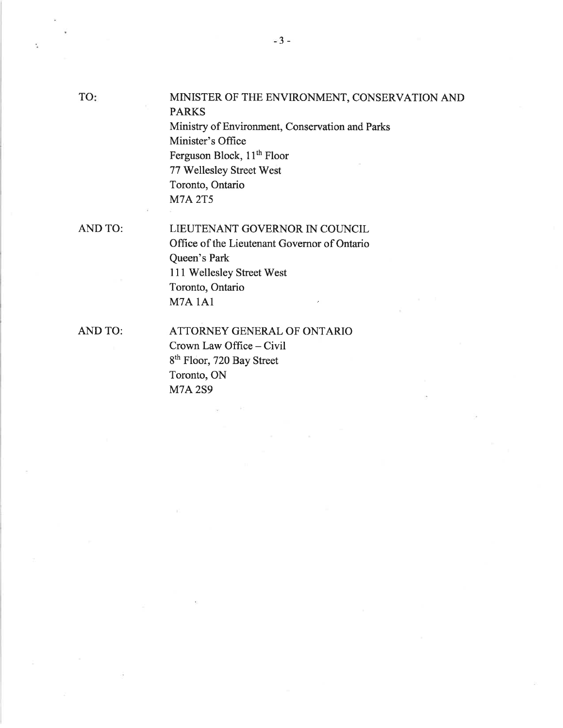TO: MINISTER OF THE ENVIRONMENT, CONSERVATION AND PARKS
Ministry of Environment, Conservation and Parks
Minister's Office
Ferguson Block, 11th Floor
77 Wellesley Street West
Toronto, Ontario
M7A 2T5

AND TO: LIEUTENANT GOVERNOR IN COUNCIL
Office of the Lieutenant Governor of Ontario
Queen's Park
111 Wellesley Street West
Toronto, Ontario
M7A 1A1

AND TO: ATTORNEY GENERAL OF ONTARIO
Crown Law Office – Civil
8th Floor, 720 Bay Street
Toronto, ON
M7A 2S9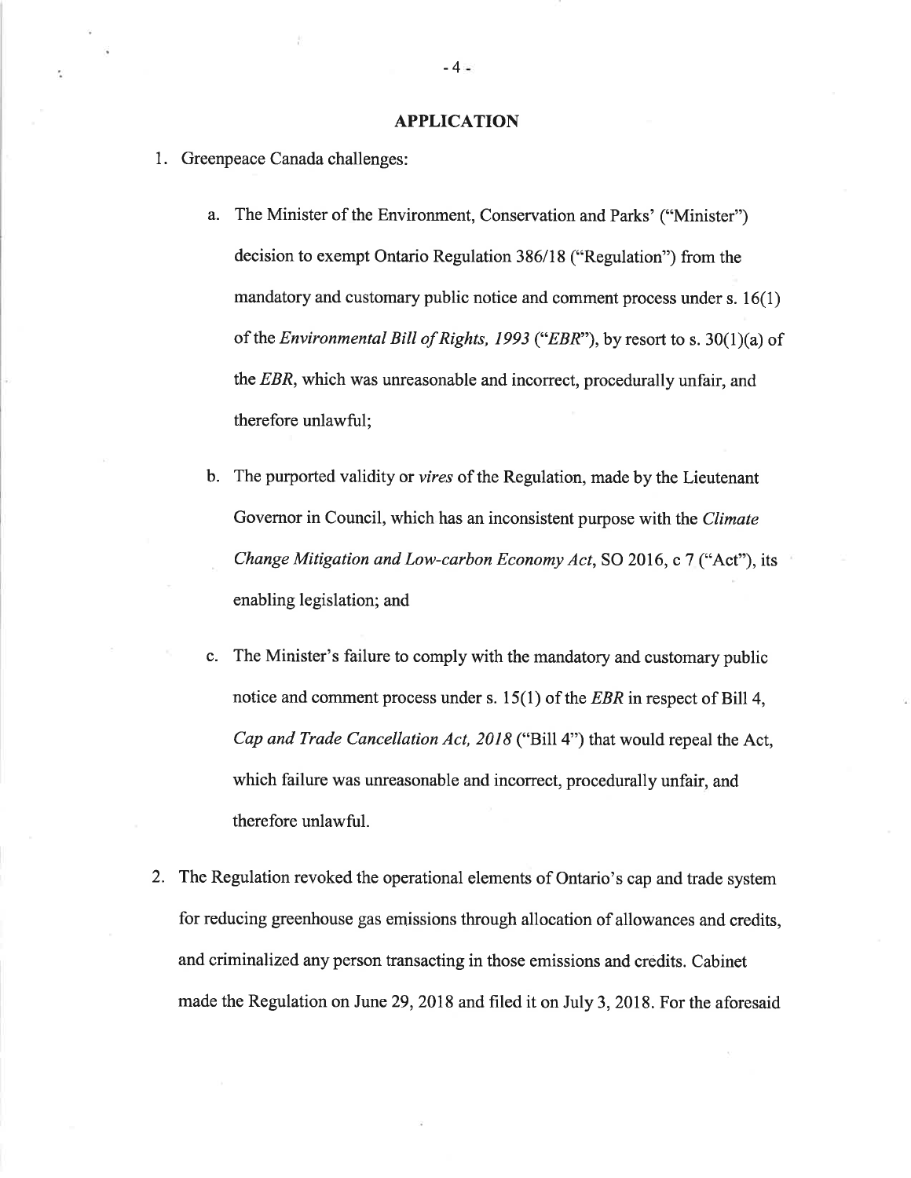## APPLICATION

1. Greenpeace Canada challenges:

   a. The Minister of the Environment, Conservation and Parks' ("Minister") decision to exempt Ontario Regulation 386/18 ("Regulation") from the mandatory and customary public notice and comment process under s. 16(1) of the *Environmental Bill of Rights, 1993* ("*EBR*"), by resort to s. 30(1)(a) of the *EBR*, which was unreasonable and incorrect, procedurally unfair, and therefore unlawful;

   b. The purported validity or *vires* of the Regulation, made by the Lieutenant Governor in Council, which has an inconsistent purpose with the *Climate Change Mitigation and Low-carbon Economy Act*, SO 2016, c 7 ("Act"), its enabling legislation; and

   c. The Minister's failure to comply with the mandatory and customary public notice and comment process under s. 15(1) of the *EBR* in respect of Bill 4, *Cap and Trade Cancellation Act, 2018* ("Bill 4") that would repeal the Act, which failure was unreasonable and incorrect, procedurally unfair, and therefore unlawful.

2. The Regulation revoked the operational elements of Ontario's cap and trade system for reducing greenhouse gas emissions through allocation of allowances and credits, and criminalized any person transacting in those emissions and credits. Cabinet made the Regulation on June 29, 2018 and filed it on July 3, 2018. For the aforesaid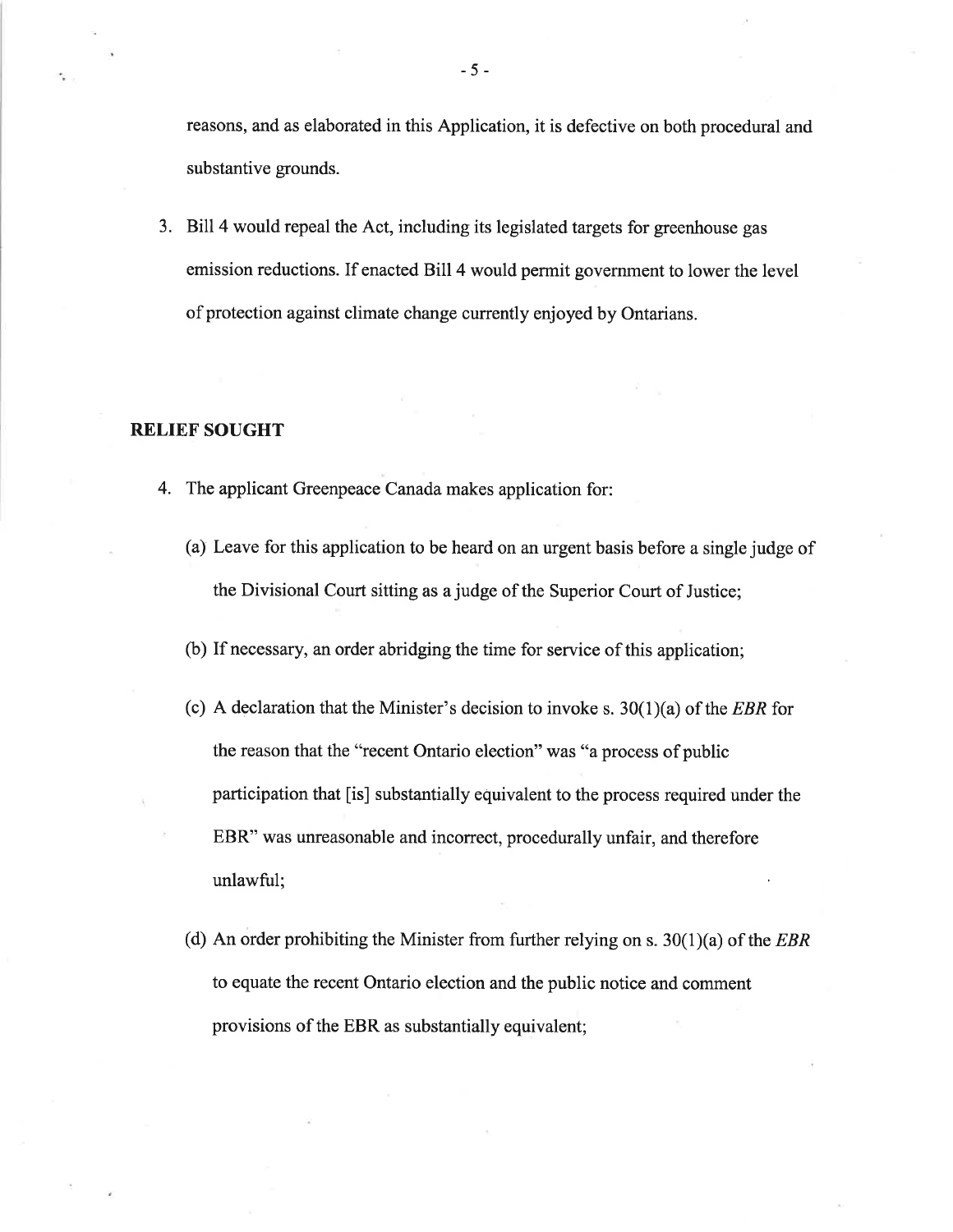reasons, and as elaborated in this Application, it is defective on both procedural and substantive grounds.

3. Bill 4 would repeal the Act, including its legislated targets for greenhouse gas emission reductions. If enacted Bill 4 would permit government to lower the level of protection against climate change currently enjoyed by Ontarians.

## RELIEF SOUGHT

4. The applicant Greenpeace Canada makes application for:

   (a) Leave for this application to be heard on an urgent basis before a single judge of the Divisional Court sitting as a judge of the Superior Court of Justice;

   (b) If necessary, an order abridging the time for service of this application;

   (c) A declaration that the Minister's decision to invoke s. 30(1)(a) of the *EBR* for the reason that the "recent Ontario election" was "a process of public participation that [is] substantially equivalent to the process required under the EBR" was unreasonable and incorrect, procedurally unfair, and therefore unlawful;

   (d) An order prohibiting the Minister from further relying on s. 30(1)(a) of the *EBR* to equate the recent Ontario election and the public notice and comment provisions of the EBR as substantially equivalent;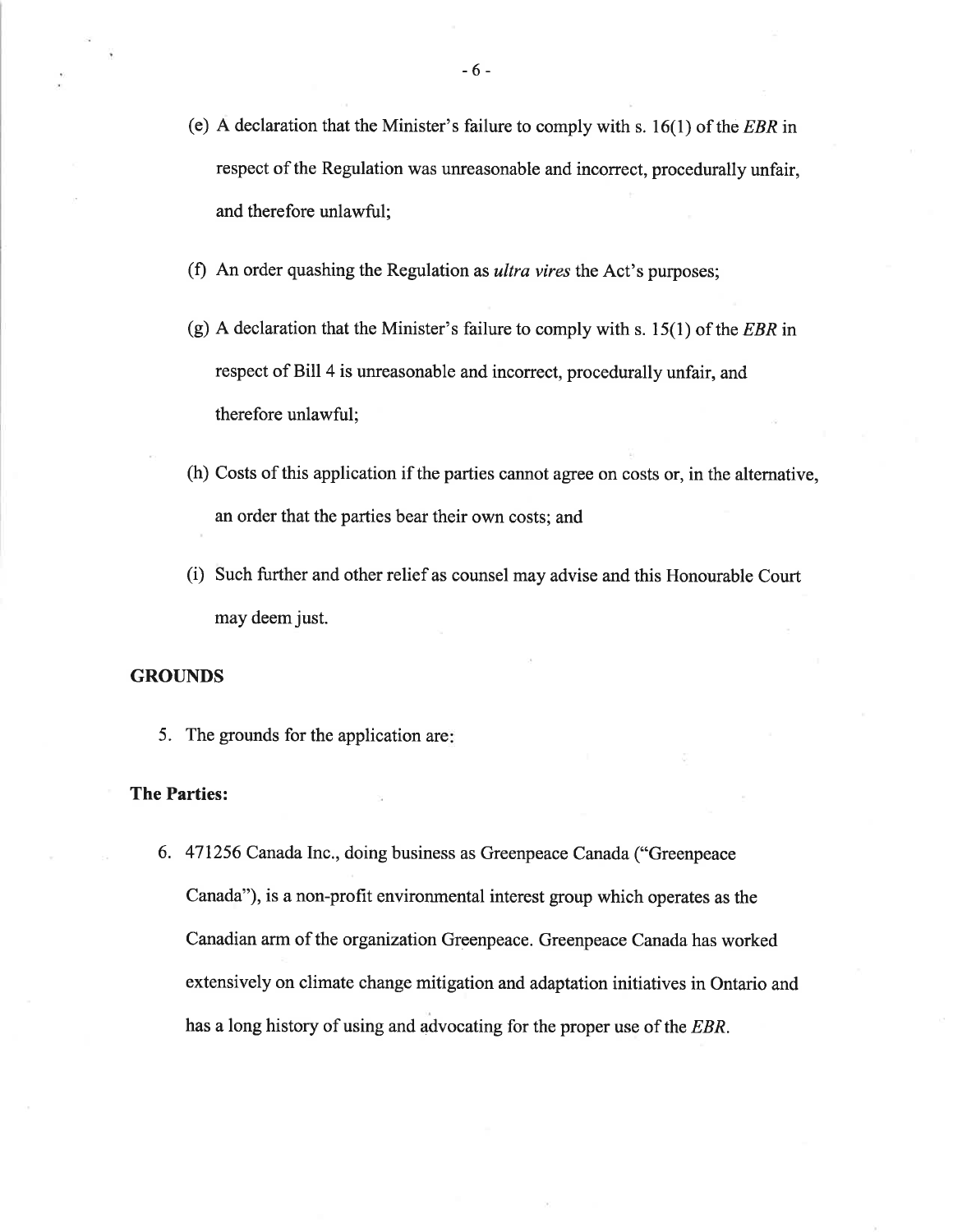(e) A declaration that the Minister's failure to comply with s. 16(1) of the *EBR* in respect of the Regulation was unreasonable and incorrect, procedurally unfair, and therefore unlawful;

(f) An order quashing the Regulation as *ultra vires* the Act's purposes;

(g) A declaration that the Minister's failure to comply with s. 15(1) of the *EBR* in respect of Bill 4 is unreasonable and incorrect, procedurally unfair, and therefore unlawful;

(h) Costs of this application if the parties cannot agree on costs or, in the alternative, an order that the parties bear their own costs; and

(i) Such further and other relief as counsel may advise and this Honourable Court may deem just.

**GROUNDS**

5. The grounds for the application are:

**The Parties:**

6. 471256 Canada Inc., doing business as Greenpeace Canada ("Greenpeace Canada"), is a non-profit environmental interest group which operates as the Canadian arm of the organization Greenpeace. Greenpeace Canada has worked extensively on climate change mitigation and adaptation initiatives in Ontario and has a long history of using and advocating for the proper use of the *EBR*.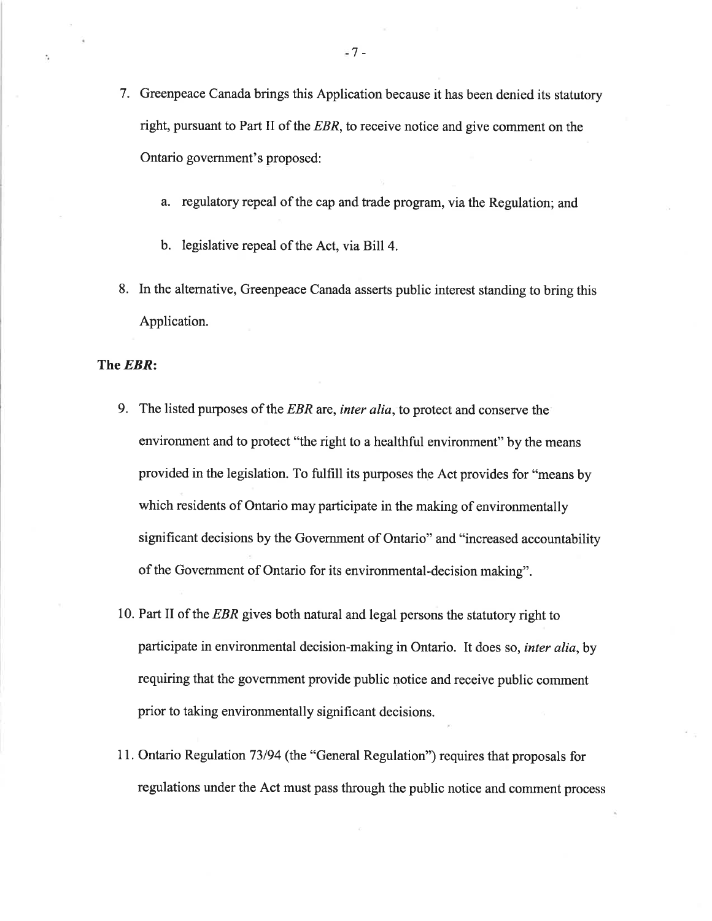7. Greenpeace Canada brings this Application because it has been denied its statutory right, pursuant to Part II of the *EBR*, to receive notice and give comment on the Ontario government's proposed:

   a. regulatory repeal of the cap and trade program, via the Regulation; and

   b. legislative repeal of the Act, via Bill 4.

8. In the alternative, Greenpeace Canada asserts public interest standing to bring this Application.

**The *EBR*:**

9. The listed purposes of the *EBR* are, *inter alia*, to protect and conserve the environment and to protect "the right to a healthful environment" by the means provided in the legislation. To fulfill its purposes the Act provides for "means by which residents of Ontario may participate in the making of environmentally significant decisions by the Government of Ontario" and "increased accountability of the Government of Ontario for its environmental-decision making".

10. Part II of the *EBR* gives both natural and legal persons the statutory right to participate in environmental decision-making in Ontario. It does so, *inter alia*, by requiring that the government provide public notice and receive public comment prior to taking environmentally significant decisions.

11. Ontario Regulation 73/94 (the "General Regulation") requires that proposals for regulations under the Act must pass through the public notice and comment process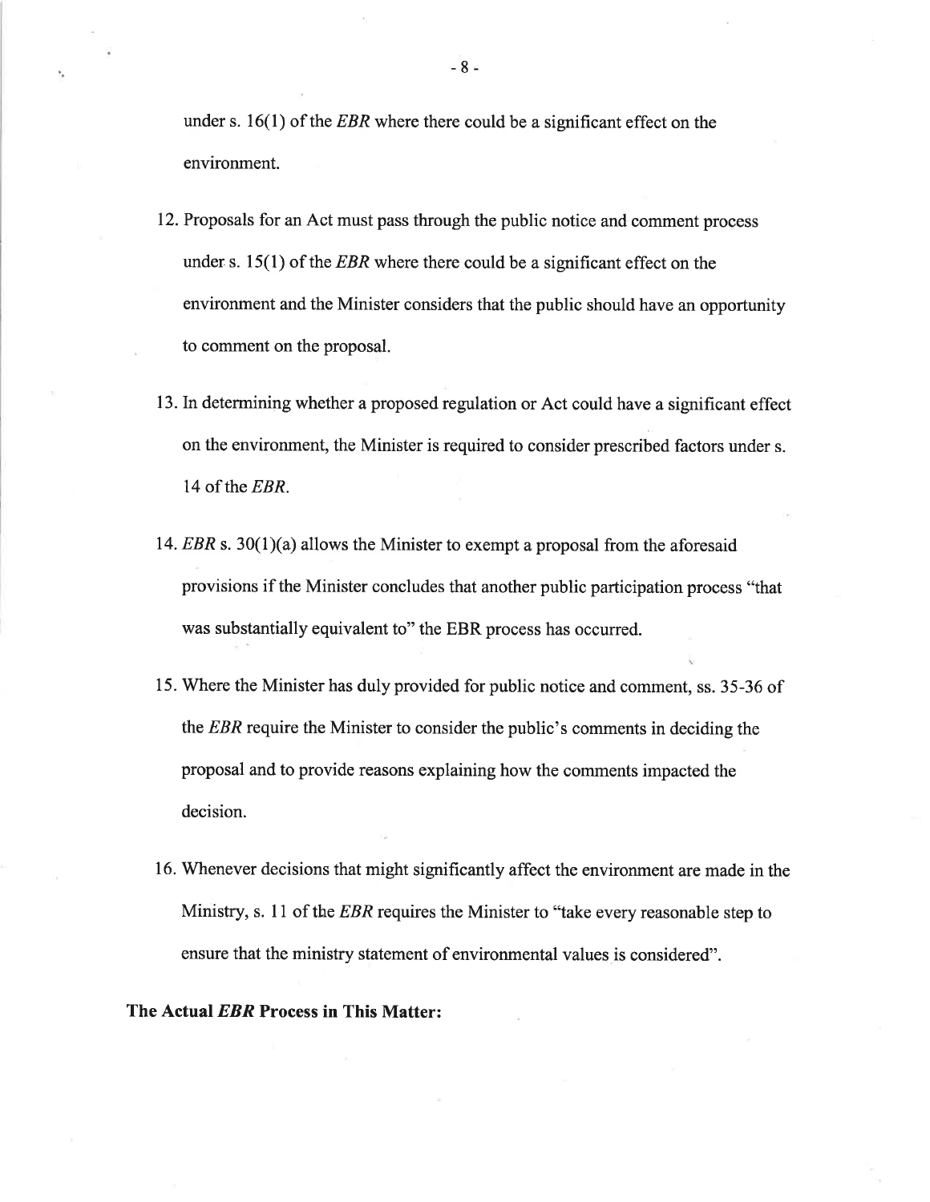under s. 16(1) of the *EBR* where there could be a significant effect on the environment.

12. Proposals for an Act must pass through the public notice and comment process under s. 15(1) of the *EBR* where there could be a significant effect on the environment and the Minister considers that the public should have an opportunity to comment on the proposal.

13. In determining whether a proposed regulation or Act could have a significant effect on the environment, the Minister is required to consider prescribed factors under s. 14 of the *EBR*.

14. *EBR* s. 30(1)(a) allows the Minister to exempt a proposal from the aforesaid provisions if the Minister concludes that another public participation process "that was substantially equivalent to" the EBR process has occurred.

15. Where the Minister has duly provided for public notice and comment, ss. 35-36 of the *EBR* require the Minister to consider the public's comments in deciding the proposal and to provide reasons explaining how the comments impacted the decision.

16. Whenever decisions that might significantly affect the environment are made in the Ministry, s. 11 of the *EBR* requires the Minister to "take every reasonable step to ensure that the ministry statement of environmental values is considered".

**The Actual *EBR* Process in This Matter:**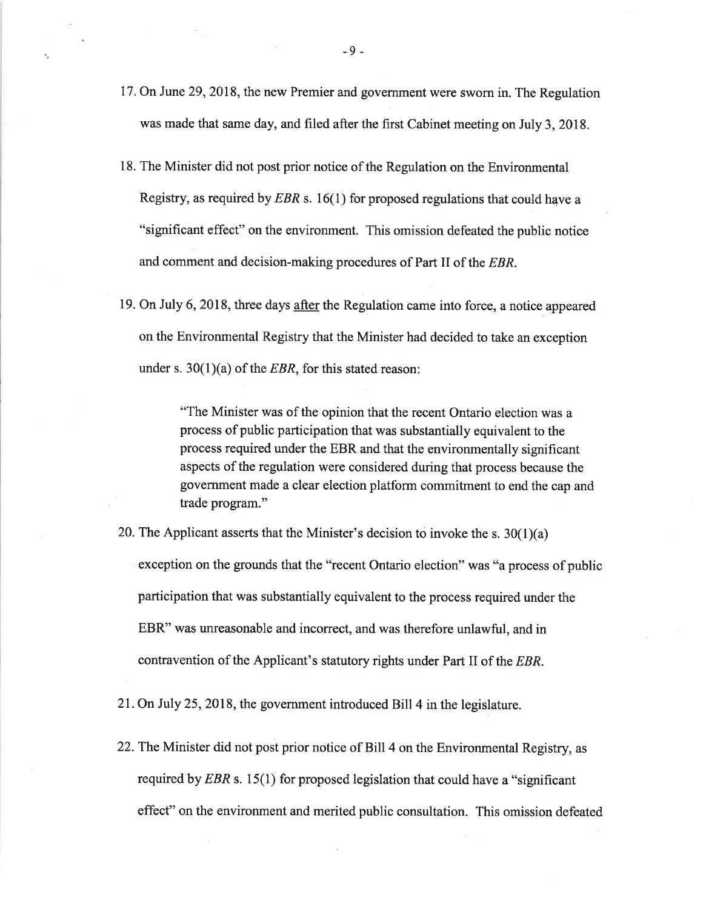17. On June 29, 2018, the new Premier and government were sworn in. The Regulation was made that same day, and filed after the first Cabinet meeting on July 3, 2018.

18. The Minister did not post prior notice of the Regulation on the Environmental Registry, as required by *EBR* s. 16(1) for proposed regulations that could have a "significant effect" on the environment. This omission defeated the public notice and comment and decision-making procedures of Part II of the *EBR*.

19. On July 6, 2018, three days <u>after</u> the Regulation came into force, a notice appeared on the Environmental Registry that the Minister had decided to take an exception under s. 30(1)(a) of the *EBR*, for this stated reason:

> "The Minister was of the opinion that the recent Ontario election was a process of public participation that was substantially equivalent to the process required under the EBR and that the environmentally significant aspects of the regulation were considered during that process because the government made a clear election platform commitment to end the cap and trade program."

20. The Applicant asserts that the Minister's decision to invoke the s. 30(1)(a) exception on the grounds that the "recent Ontario election" was "a process of public participation that was substantially equivalent to the process required under the EBR" was unreasonable and incorrect, and was therefore unlawful, and in contravention of the Applicant's statutory rights under Part II of the *EBR*.

21. On July 25, 2018, the government introduced Bill 4 in the legislature.

22. The Minister did not post prior notice of Bill 4 on the Environmental Registry, as required by *EBR* s. 15(1) for proposed legislation that could have a "significant effect" on the environment and merited public consultation. This omission defeated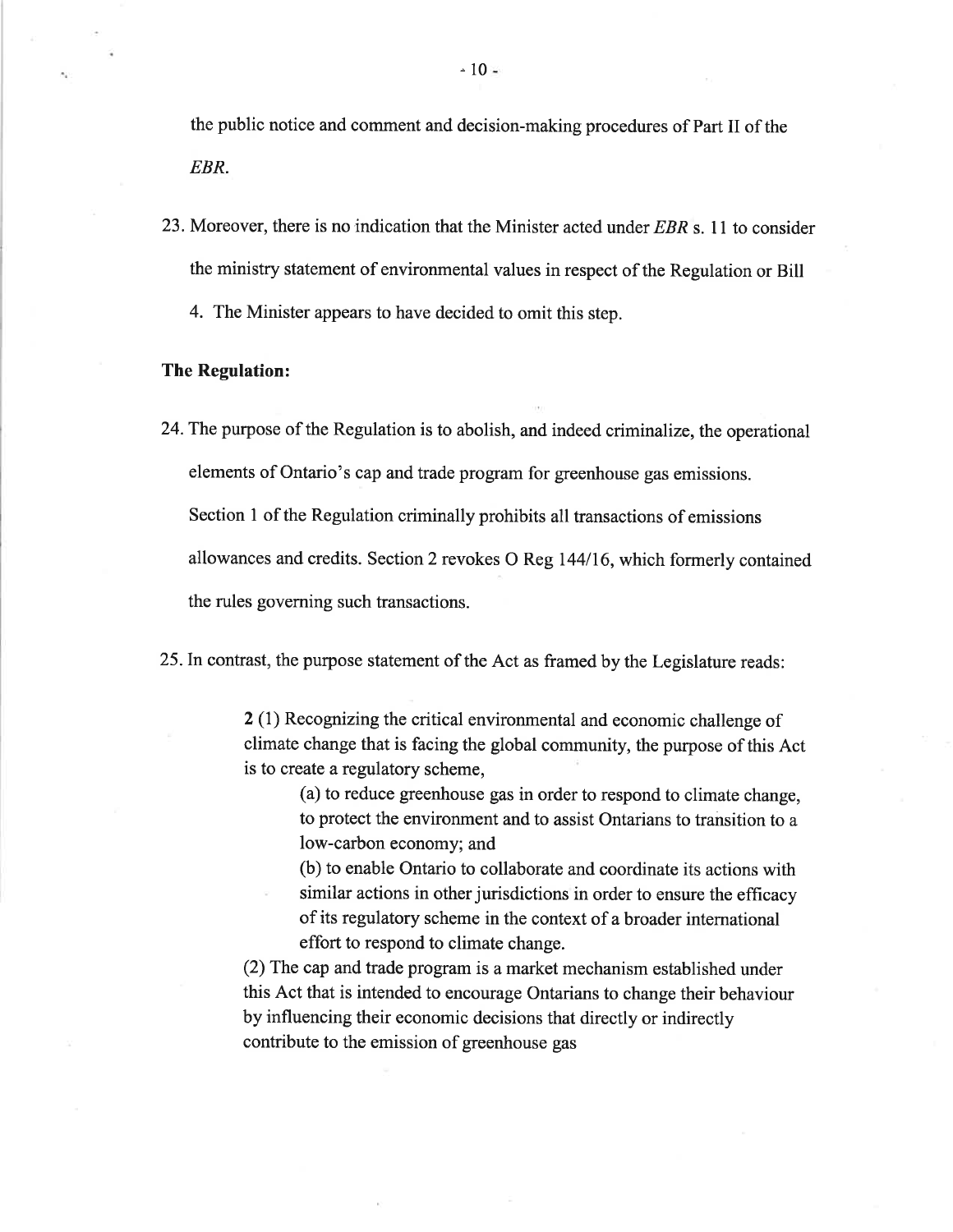the public notice and comment and decision-making procedures of Part II of the *EBR*.

23. Moreover, there is no indication that the Minister acted under *EBR* s. 11 to consider the ministry statement of environmental values in respect of the Regulation or Bill 4. The Minister appears to have decided to omit this step.

**The Regulation:**

24. The purpose of the Regulation is to abolish, and indeed criminalize, the operational elements of Ontario's cap and trade program for greenhouse gas emissions. Section 1 of the Regulation criminally prohibits all transactions of emissions allowances and credits. Section 2 revokes O Reg 144/16, which formerly contained the rules governing such transactions.

25. In contrast, the purpose statement of the Act as framed by the Legislature reads:

> **2** (1) Recognizing the critical environmental and economic challenge of climate change that is facing the global community, the purpose of this Act is to create a regulatory scheme,
>
> > (a) to reduce greenhouse gas in order to respond to climate change, to protect the environment and to assist Ontarians to transition to a low-carbon economy; and
> >
> > (b) to enable Ontario to collaborate and coordinate its actions with similar actions in other jurisdictions in order to ensure the efficacy of its regulatory scheme in the context of a broader international effort to respond to climate change.
>
> (2) The cap and trade program is a market mechanism established under this Act that is intended to encourage Ontarians to change their behaviour by influencing their economic decisions that directly or indirectly contribute to the emission of greenhouse gas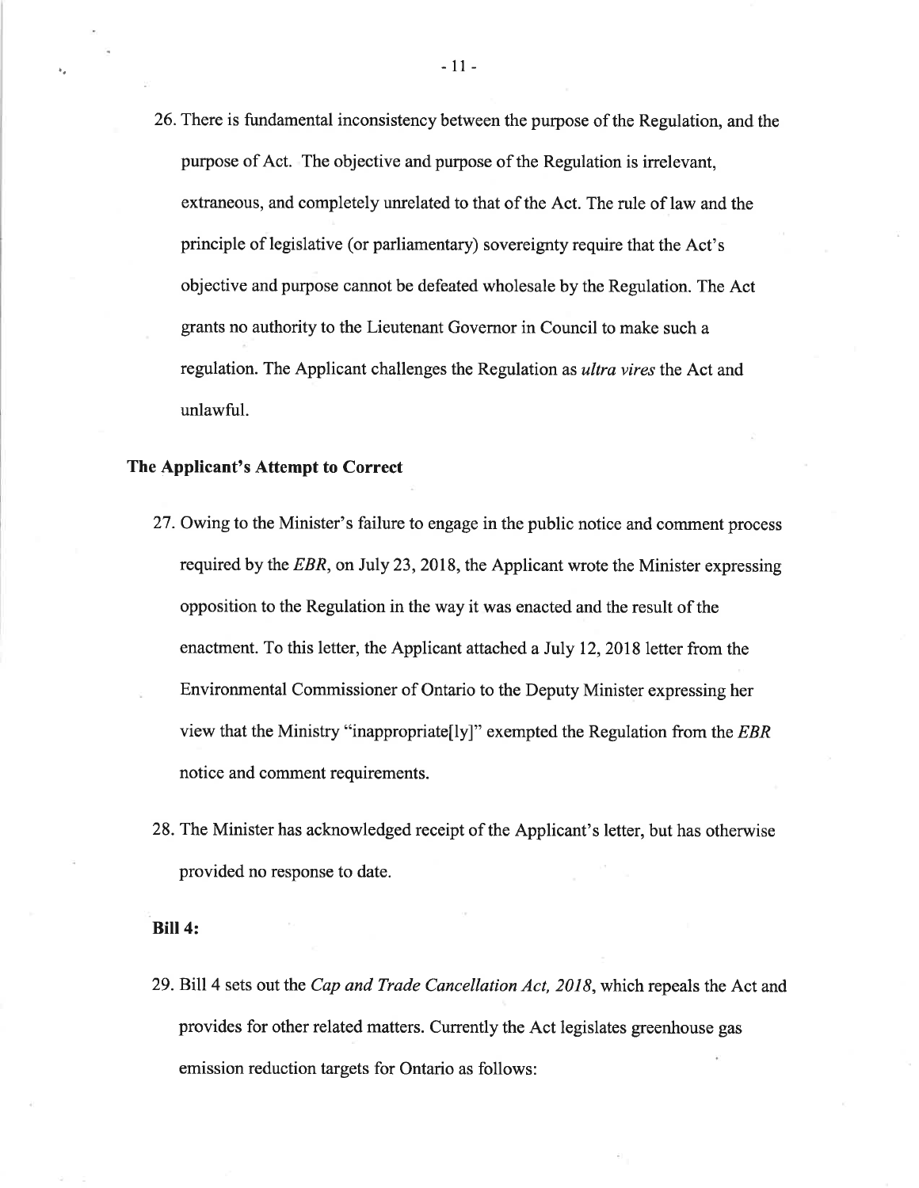26. There is fundamental inconsistency between the purpose of the Regulation, and the purpose of Act. The objective and purpose of the Regulation is irrelevant, extraneous, and completely unrelated to that of the Act. The rule of law and the principle of legislative (or parliamentary) sovereignty require that the Act's objective and purpose cannot be defeated wholesale by the Regulation. The Act grants no authority to the Lieutenant Governor in Council to make such a regulation. The Applicant challenges the Regulation as *ultra vires* the Act and unlawful.

**The Applicant's Attempt to Correct**

27. Owing to the Minister's failure to engage in the public notice and comment process required by the *EBR*, on July 23, 2018, the Applicant wrote the Minister expressing opposition to the Regulation in the way it was enacted and the result of the enactment. To this letter, the Applicant attached a July 12, 2018 letter from the Environmental Commissioner of Ontario to the Deputy Minister expressing her view that the Ministry "inappropriate[ly]" exempted the Regulation from the *EBR* notice and comment requirements.

28. The Minister has acknowledged receipt of the Applicant's letter, but has otherwise provided no response to date.

**Bill 4:**

29. Bill 4 sets out the *Cap and Trade Cancellation Act, 2018*, which repeals the Act and provides for other related matters. Currently the Act legislates greenhouse gas emission reduction targets for Ontario as follows: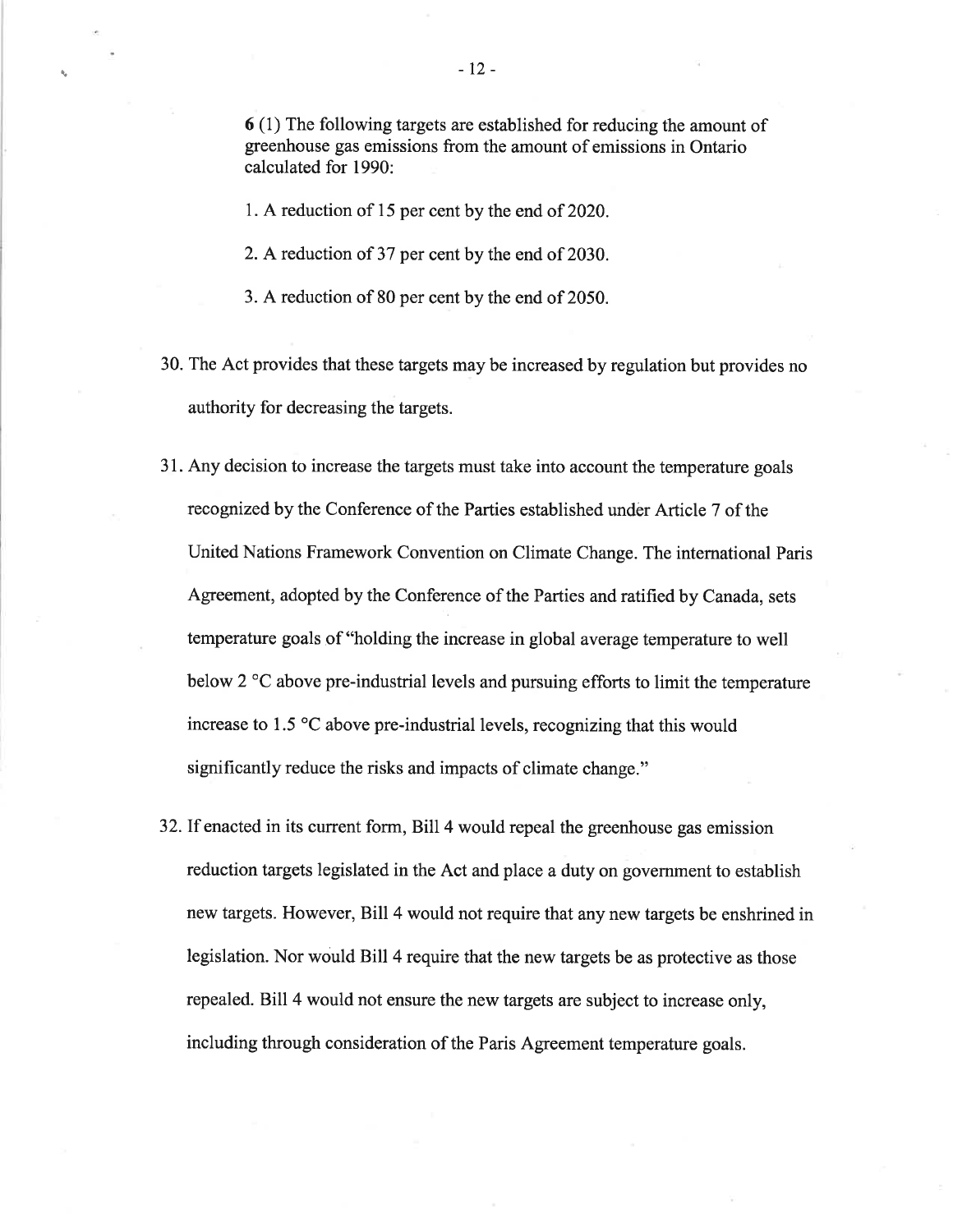**6** (1) The following targets are established for reducing the amount of greenhouse gas emissions from the amount of emissions in Ontario calculated for 1990:

1. A reduction of 15 per cent by the end of 2020.

2. A reduction of 37 per cent by the end of 2030.

3. A reduction of 80 per cent by the end of 2050.

30. The Act provides that these targets may be increased by regulation but provides no authority for decreasing the targets.

31. Any decision to increase the targets must take into account the temperature goals recognized by the Conference of the Parties established under Article 7 of the United Nations Framework Convention on Climate Change. The international Paris Agreement, adopted by the Conference of the Parties and ratified by Canada, sets temperature goals of "holding the increase in global average temperature to well below 2 °C above pre-industrial levels and pursuing efforts to limit the temperature increase to 1.5 °C above pre-industrial levels, recognizing that this would significantly reduce the risks and impacts of climate change."

32. If enacted in its current form, Bill 4 would repeal the greenhouse gas emission reduction targets legislated in the Act and place a duty on government to establish new targets. However, Bill 4 would not require that any new targets be enshrined in legislation. Nor would Bill 4 require that the new targets be as protective as those repealed. Bill 4 would not ensure the new targets are subject to increase only, including through consideration of the Paris Agreement temperature goals.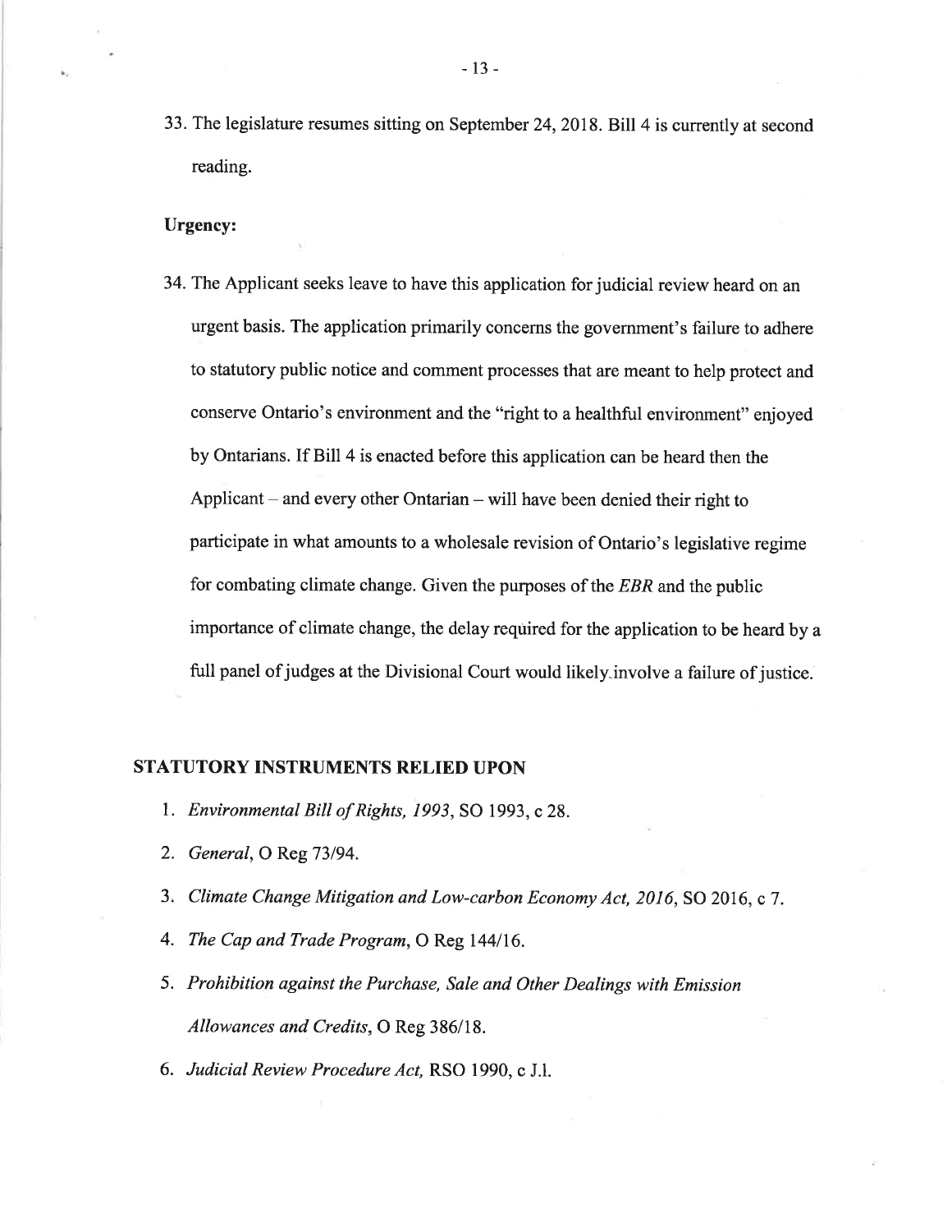33. The legislature resumes sitting on September 24, 2018. Bill 4 is currently at second reading.

**Urgency:**

34. The Applicant seeks leave to have this application for judicial review heard on an urgent basis. The application primarily concerns the government's failure to adhere to statutory public notice and comment processes that are meant to help protect and conserve Ontario's environment and the "right to a healthful environment" enjoyed by Ontarians. If Bill 4 is enacted before this application can be heard then the Applicant – and every other Ontarian – will have been denied their right to participate in what amounts to a wholesale revision of Ontario's legislative regime for combating climate change. Given the purposes of the *EBR* and the public importance of climate change, the delay required for the application to be heard by a full panel of judges at the Divisional Court would likely involve a failure of justice.

## STATUTORY INSTRUMENTS RELIED UPON

1. *Environmental Bill of Rights, 1993*, SO 1993, c 28.
2. *General*, O Reg 73/94.
3. *Climate Change Mitigation and Low-carbon Economy Act, 2016*, SO 2016, c 7.
4. *The Cap and Trade Program*, O Reg 144/16.
5. *Prohibition against the Purchase, Sale and Other Dealings with Emission Allowances and Credits*, O Reg 386/18.
6. *Judicial Review Procedure Act*, RSO 1990, c J.1.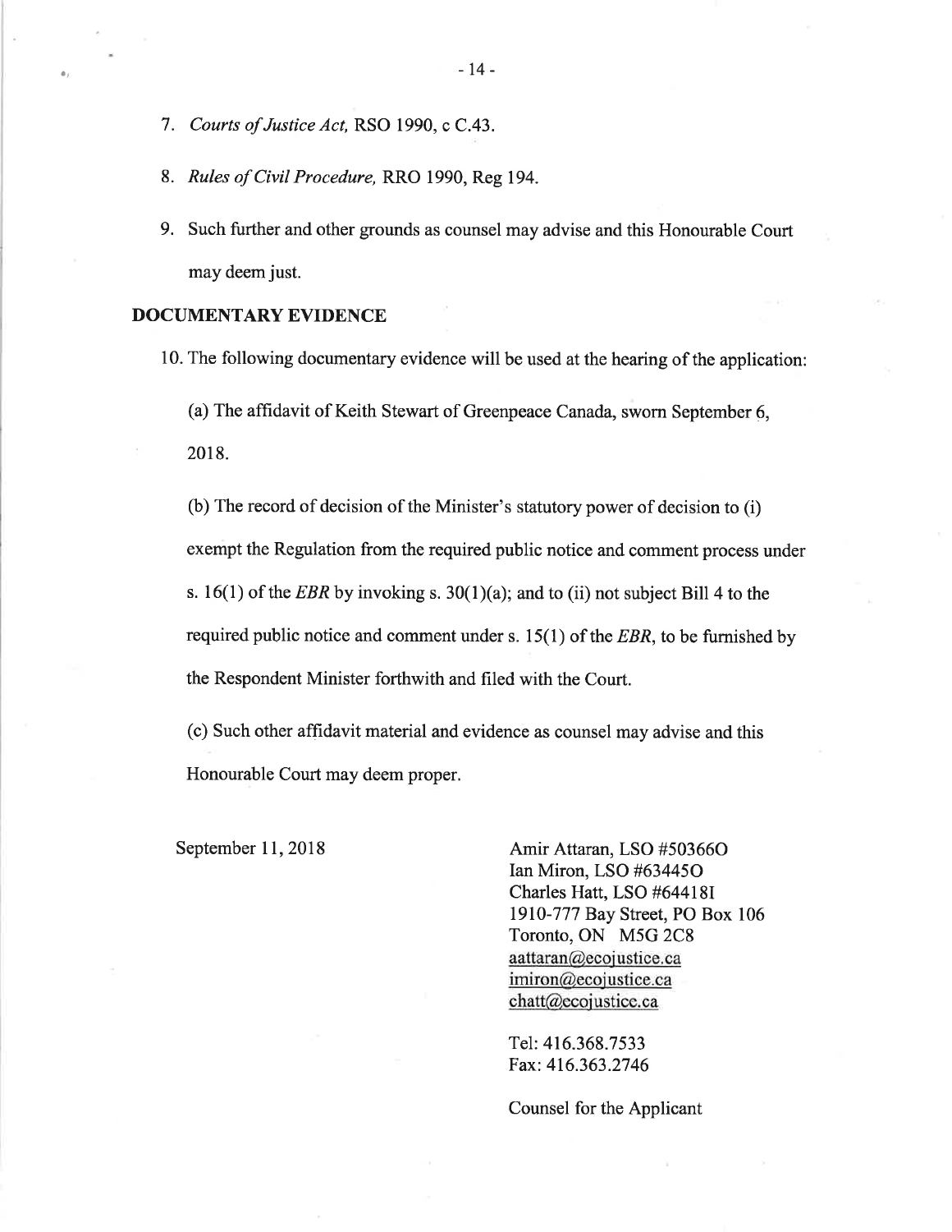7. *Courts of Justice Act,* RSO 1990, c C.43.

8. *Rules of Civil Procedure,* RRO 1990, Reg 194.

9. Such further and other grounds as counsel may advise and this Honourable Court may deem just.

## DOCUMENTARY EVIDENCE

10. The following documentary evidence will be used at the hearing of the application:

    (a) The affidavit of Keith Stewart of Greenpeace Canada, sworn September 6, 2018.

    (b) The record of decision of the Minister's statutory power of decision to (i) exempt the Regulation from the required public notice and comment process under s. 16(1) of the *EBR* by invoking s. 30(1)(a); and to (ii) not subject Bill 4 to the required public notice and comment under s. 15(1) of the *EBR*, to be furnished by the Respondent Minister forthwith and filed with the Court.

    (c) Such other affidavit material and evidence as counsel may advise and this Honourable Court may deem proper.

September 11, 2018

Amir Attaran, LSO #50366O
Ian Miron, LSO #63445O
Charles Hatt, LSO #64418I
1910-777 Bay Street, PO Box 106
Toronto, ON M5G 2C8
aattaran@ecojustice.ca
imiron@ecojustice.ca
chatt@ecojustice.ca

Tel: 416.368.7533
Fax: 416.363.2746

Counsel for the Applicant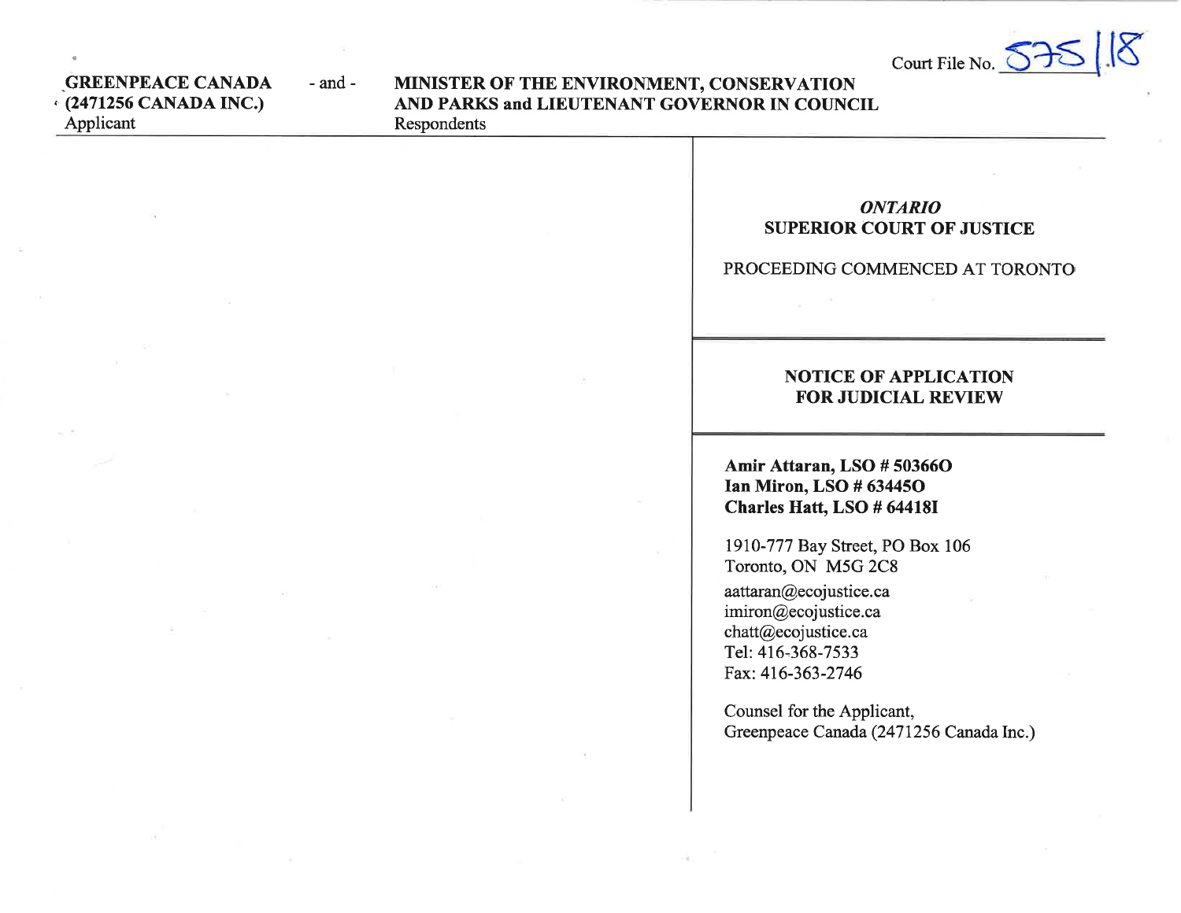Court File No. 575|18

**GREENPEACE CANADA (2471256 CANADA INC.)**
Applicant

- and -

**MINISTER OF THE ENVIRONMENT, CONSERVATION AND PARKS and LIEUTENANT GOVERNOR IN COUNCIL**
Respondents

***ONTARIO***
**SUPERIOR COURT OF JUSTICE**

PROCEEDING COMMENCED AT TORONTO

**NOTICE OF APPLICATION FOR JUDICIAL REVIEW**

**Amir Attaran, LSO # 50366O**
**Ian Miron, LSO # 63445O**
**Charles Hatt, LSO # 64418I**

1910-777 Bay Street, PO Box 106
Toronto, ON M5G 2C8

aattaran@ecojustice.ca
imiron@ecojustice.ca
chatt@ecojustice.ca
Tel: 416-368-7533
Fax: 416-363-2746

Counsel for the Applicant,
Greenpeace Canada (2471256 Canada Inc.)